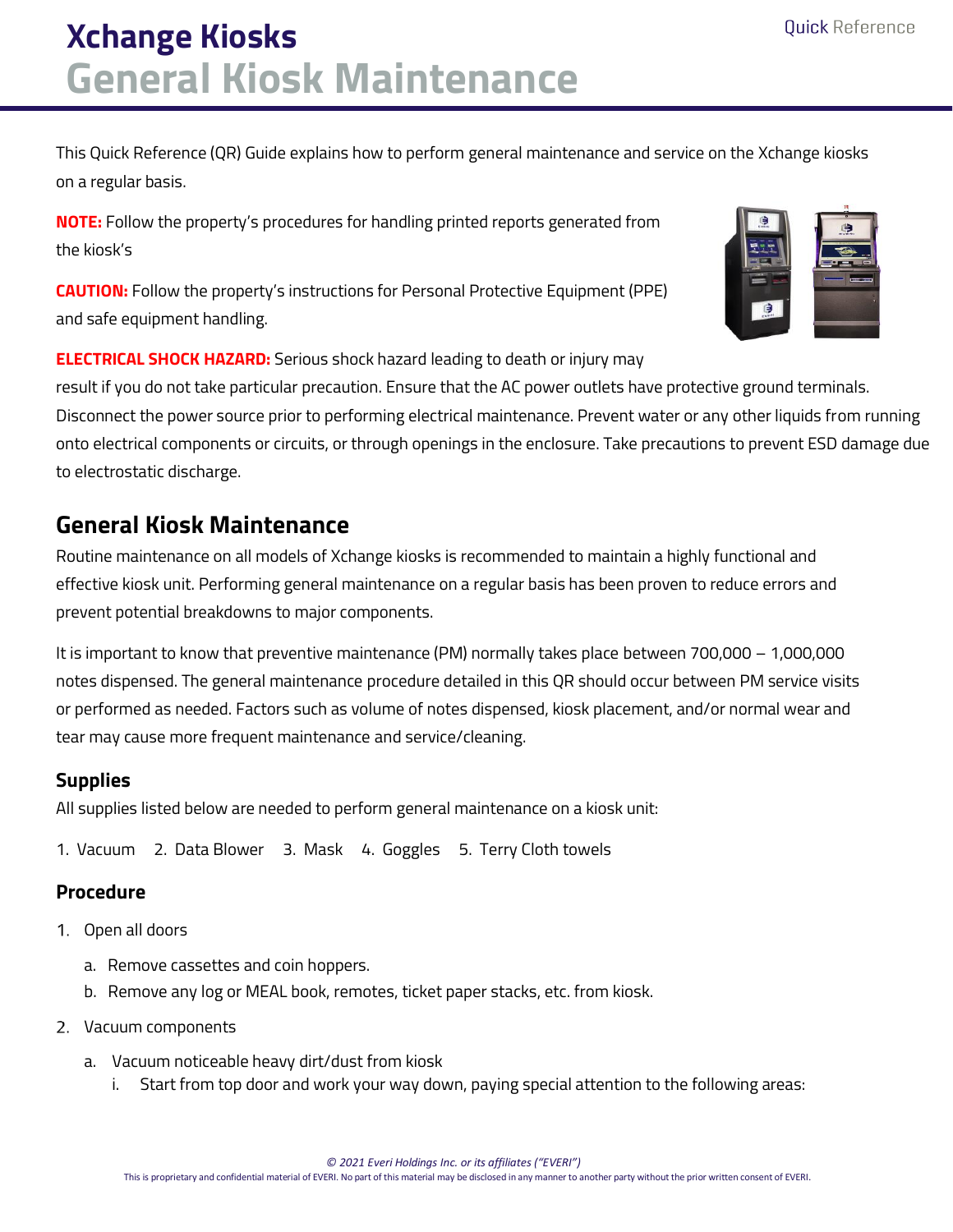# Xchange Kiosks

# General Kiosk Maintenance

This Quick Reference (QR) Guide explains how to perform general maintenance and service on the Xchange kiosks on a regular basis.

**NOTE:** Follow the property's procedures for handling printed reports generated from the kiosk's

**CAUTION:** Follow the property's instructions for Personal Protective Equipment (PPE) and safe equipment handling.

**ELECTRICAL SHOCK HAZARD:** Serious shock hazard leading to death or injury may result if you do not take particular precaution. Ensure that the AC power outlets have protective ground terminals. Disconnect the power source prior to performing electrical maintenance. Prevent water or any other liquids from running onto electrical components or circuits, or through openings in the enclosure. Take precautions to prevent ESD damage due to electrostatic discharge.

## General Kiosk Maintenance

Routine maintenance on all models of Xchange kiosks is recommended to maintain a highly functional and effective kiosk unit. Performing general maintenance on a regular basis has been proven to reduce errors and prevent potential breakdowns to major components.

It is important to know that preventive maintenance (PM) normally takes place between 700,000 – 1,000,000 notes dispensed. The general maintenance procedure detailed in this QR should occur between PM service visits or performed as needed. Factors such as volume of notes dispensed, kiosk placement, and/or normal wear and tear may cause more frequent maintenance and service/cleaning.

### Supplies

All supplies listed below are needed to perform general maintenance on a kiosk unit:

1. Vacuum 2. Data Blower 3. Mask 4. Goggles 5. Terry Cloth towels

### Procedure

1. Open all doors
   a. Remove cassettes and coin hoppers.
   b. Remove any log or MEAL book, remotes, ticket paper stacks, etc. from kiosk.
2. Vacuum components
   a. Vacuum noticeable heavy dirt/dust from kiosk
      i. Start from top door and work your way down, paying special attention to the following areas: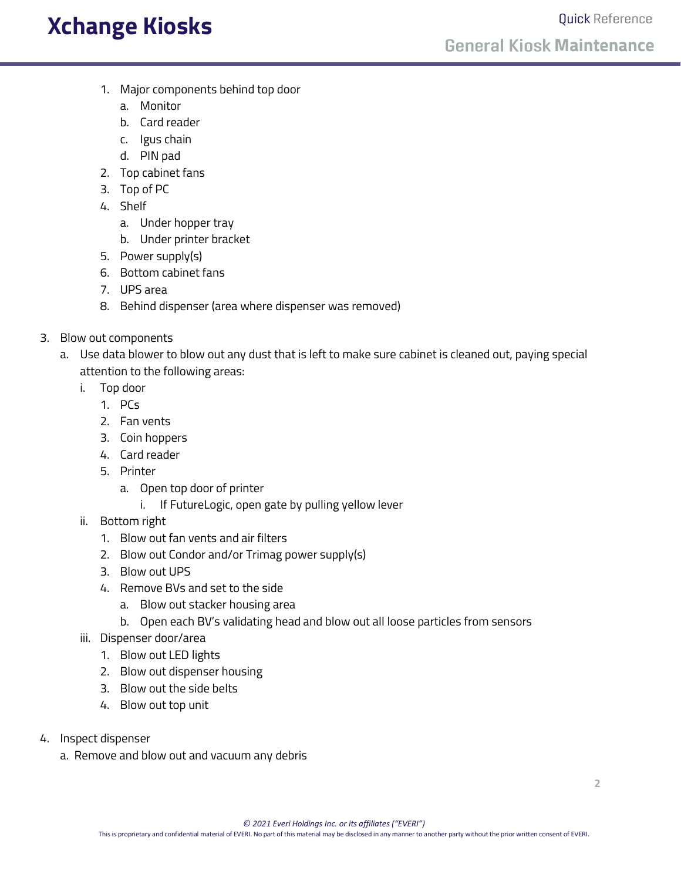1. Major components behind top door
   a. Monitor
   b. Card reader
   c. Igus chain
   d. PIN pad
2. Top cabinet fans
3. Top of PC
4. Shelf
   a. Under hopper tray
   b. Under printer bracket
5. Power supply(s)
6. Bottom cabinet fans
7. UPS area
8. Behind dispenser (area where dispenser was removed)

3. Blow out components
   a. Use data blower to blow out any dust that is left to make sure cabinet is cleaned out, paying special attention to the following areas:
      i. Top door
         1. PCs
         2. Fan vents
         3. Coin hoppers
         4. Card reader
         5. Printer
            a. Open top door of printer
               i. If FutureLogic, open gate by pulling yellow lever
      ii. Bottom right
         1. Blow out fan vents and air filters
         2. Blow out Condor and/or Trimag power supply(s)
         3. Blow out UPS
         4. Remove BVs and set to the side
            a. Blow out stacker housing area
            b. Open each BV's validating head and blow out all loose particles from sensors
      iii. Dispenser door/area
         1. Blow out LED lights
         2. Blow out dispenser housing
         3. Blow out the side belts
         4. Blow out top unit

4. Inspect dispenser
   a. Remove and blow out and vacuum any debris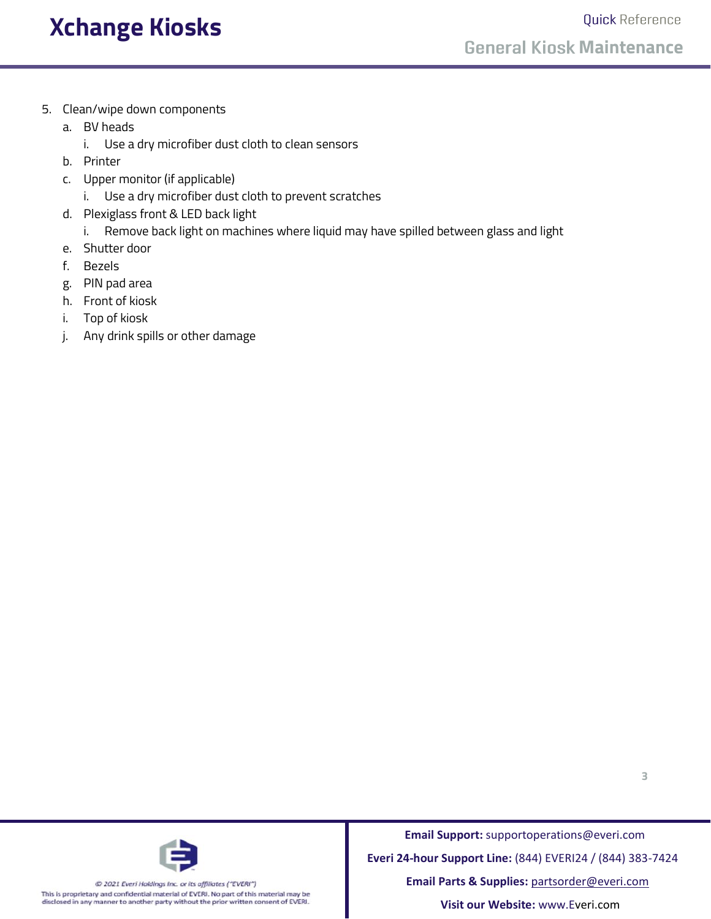5. Clean/wipe down components
    a. BV heads
        i. Use a dry microfiber dust cloth to clean sensors
    b. Printer
    c. Upper monitor (if applicable)
        i. Use a dry microfiber dust cloth to prevent scratches
    d. Plexiglass front & LED back light
        i. Remove back light on machines where liquid may have spilled between glass and light
    e. Shutter door
    f. Bezels
    g. PIN pad area
    h. Front of kiosk
    i. Top of kiosk
    j. Any drink spills or other damage